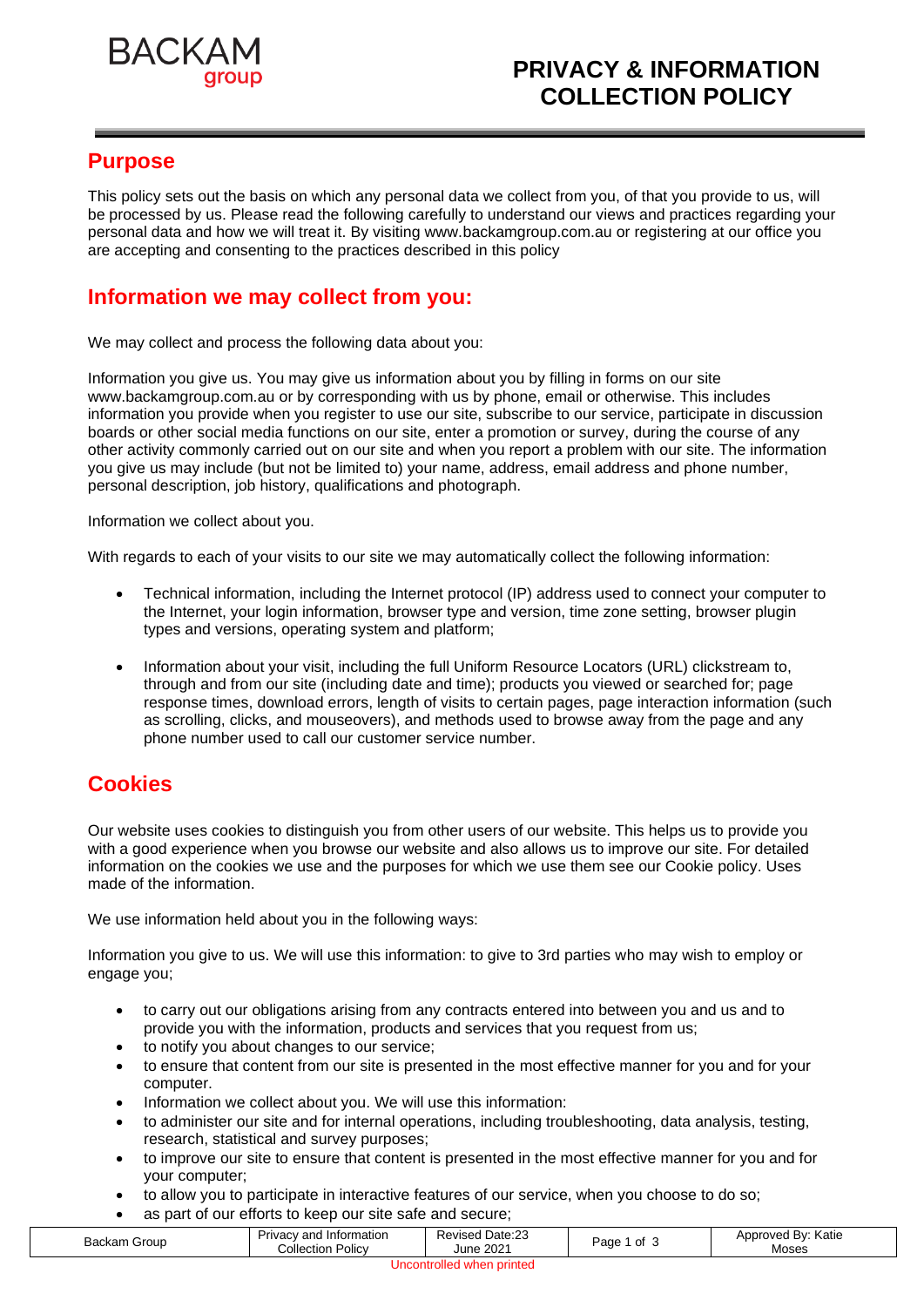# PRIVACY & INFORMATION COLLECTION POLICY

## Purpose

This policy sets out the basis on which any personal data we collect from you, of that you provide to us, will be processed by us. Please read the following carefully to understand our views and practices regarding your personal data and how we will treat it. By visiting www.backamgroup.com.au or registering at our office you are accepting and consenting to the practices described in this policy

## Information we may collect from you:

We may collect and process the following data about you:

Information you give us. You may give us information about you by filling in forms on our site www.backamgroup.com.au or by corresponding with us by phone, email or otherwise. This includes information you provide when you register to use our site, subscribe to our service, participate in discussion boards or other social media functions on our site, enter a promotion or survey, during the course of any other activity commonly carried out on our site and when you report a problem with our site. The information you give us may include (but not be limited to) your name, address, email address and phone number, personal description, job history, qualifications and photograph.

Information we collect about you.

With regards to each of your visits to our site we may automatically collect the following information:

- Technical information, including the Internet protocol (IP) address used to connect your computer to the Internet, your login information, browser type and version, time zone setting, browser plugin types and versions, operating system and platform;
- Information about your visit, including the full Uniform Resource Locators (URL) clickstream to, through and from our site (including date and time); products you viewed or searched for; page response times, download errors, length of visits to certain pages, page interaction information (such as scrolling, clicks, and mouseovers), and methods used to browse away from the page and any phone number used to call our customer service number.

## Cookies

Our website uses cookies to distinguish you from other users of our website. This helps us to provide you with a good experience when you browse our website and also allows us to improve our site. For detailed information on the cookies we use and the purposes for which we use them see our Cookie policy. Uses made of the information.

We use information held about you in the following ways:

Information you give to us. We will use this information: to give to 3rd parties who may wish to employ or engage you;

- to carry out our obligations arising from any contracts entered into between you and us and to provide you with the information, products and services that you request from us;
- to notify you about changes to our service;
- to ensure that content from our site is presented in the most effective manner for you and for your computer.
- Information we collect about you. We will use this information:
- to administer our site and for internal operations, including troubleshooting, data analysis, testing, research, statistical and survey purposes;
- to improve our site to ensure that content is presented in the most effective manner for you and for your computer;
- to allow you to participate in interactive features of our service, when you choose to do so;
- as part of our efforts to keep our site safe and secure;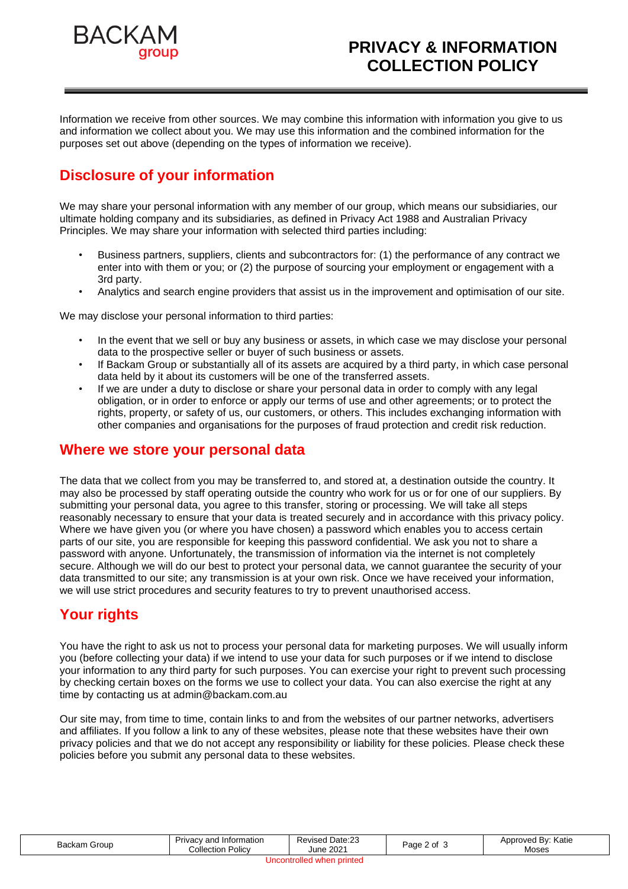Information we receive from other sources. We may combine this information with information you give to us and information we collect about you. We may use this information and the combined information for the purposes set out above (depending on the types of information we receive).

## Disclosure of your information

We may share your personal information with any member of our group, which means our subsidiaries, our ultimate holding company and its subsidiaries, as defined in Privacy Act 1988 and Australian Privacy Principles. We may share your information with selected third parties including:

- Business partners, suppliers, clients and subcontractors for: (1) the performance of any contract we enter into with them or you; or (2) the purpose of sourcing your employment or engagement with a 3rd party.
- Analytics and search engine providers that assist us in the improvement and optimisation of our site.

We may disclose your personal information to third parties:

- In the event that we sell or buy any business or assets, in which case we may disclose your personal data to the prospective seller or buyer of such business or assets.
- If Backam Group or substantially all of its assets are acquired by a third party, in which case personal data held by it about its customers will be one of the transferred assets.
- If we are under a duty to disclose or share your personal data in order to comply with any legal obligation, or in order to enforce or apply our terms of use and other agreements; or to protect the rights, property, or safety of us, our customers, or others. This includes exchanging information with other companies and organisations for the purposes of fraud protection and credit risk reduction.

## Where we store your personal data

The data that we collect from you may be transferred to, and stored at, a destination outside the country. It may also be processed by staff operating outside the country who work for us or for one of our suppliers. By submitting your personal data, you agree to this transfer, storing or processing. We will take all steps reasonably necessary to ensure that your data is treated securely and in accordance with this privacy policy. Where we have given you (or where you have chosen) a password which enables you to access certain parts of our site, you are responsible for keeping this password confidential. We ask you not to share a password with anyone. Unfortunately, the transmission of information via the internet is not completely secure. Although we will do our best to protect your personal data, we cannot guarantee the security of your data transmitted to our site; any transmission is at your own risk. Once we have received your information, we will use strict procedures and security features to try to prevent unauthorised access.

## Your rights

You have the right to ask us not to process your personal data for marketing purposes. We will usually inform you (before collecting your data) if we intend to use your data for such purposes or if we intend to disclose your information to any third party for such purposes. You can exercise your right to prevent such processing by checking certain boxes on the forms we use to collect your data. You can also exercise the right at any time by contacting us at admin@backam.com.au

Our site may, from time to time, contain links to and from the websites of our partner networks, advertisers and affiliates. If you follow a link to any of these websites, please note that these websites have their own privacy policies and that we do not accept any responsibility or liability for these policies. Please check these policies before you submit any personal data to these websites.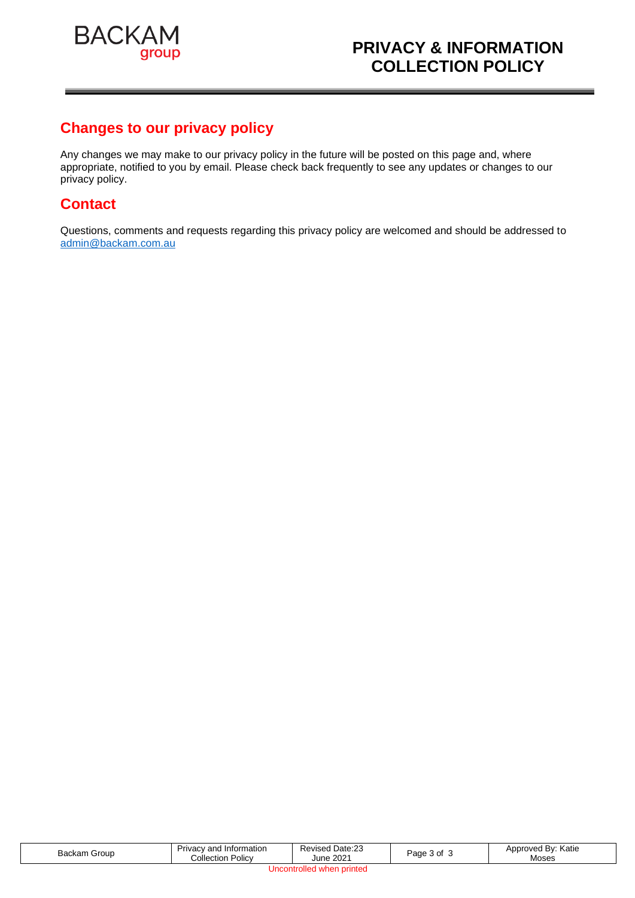## Changes to our privacy policy

Any changes we may make to our privacy policy in the future will be posted on this page and, where appropriate, notified to you by email. Please check back frequently to see any updates or changes to our privacy policy.

## Contact

Questions, comments and requests regarding this privacy policy are welcomed and should be addressed to admin@backam.com.au